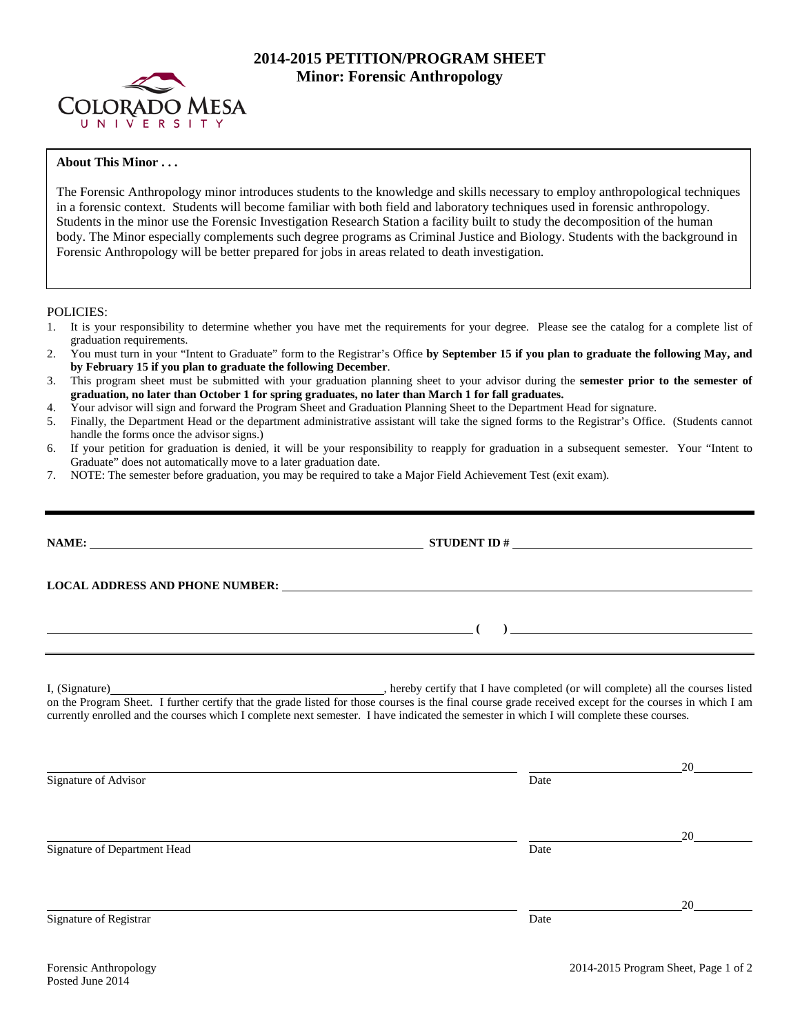# 2014-2015 PETITION/PROGRAM SHEET
## Minor: Forensic Anthropology

COLORADO MESA UNIVERSITY

**About This Minor . . .**

The Forensic Anthropology minor introduces students to the knowledge and skills necessary to employ anthropological techniques in a forensic context. Students will become familiar with both field and laboratory techniques used in forensic anthropology. Students in the minor use the Forensic Investigation Research Station a facility built to study the decomposition of the human body. The Minor especially complements such degree programs as Criminal Justice and Biology. Students with the background in Forensic Anthropology will be better prepared for jobs in areas related to death investigation.

POLICIES:

1. It is your responsibility to determine whether you have met the requirements for your degree. Please see the catalog for a complete list of graduation requirements.
2. You must turn in your "Intent to Graduate" form to the Registrar's Office **by September 15 if you plan to graduate the following May, and by February 15 if you plan to graduate the following December**.
3. This program sheet must be submitted with your graduation planning sheet to your advisor during the **semester prior to the semester of graduation, no later than October 1 for spring graduates, no later than March 1 for fall graduates.**
4. Your advisor will sign and forward the Program Sheet and Graduation Planning Sheet to the Department Head for signature.
5. Finally, the Department Head or the department administrative assistant will take the signed forms to the Registrar's Office. (Students cannot handle the forms once the advisor signs.)
6. If your petition for graduation is denied, it will be your responsibility to reapply for graduation in a subsequent semester. Your "Intent to Graduate" does not automatically move to a later graduation date.
7. NOTE: The semester before graduation, you may be required to take a Major Field Achievement Test (exit exam).

**NAME:** ______________________________ **STUDENT ID #** ______________________________

**LOCAL ADDRESS AND PHONE NUMBER:** ______________________________

______________________________ **( )** ______________________________

I, (Signature)______________________________, hereby certify that I have completed (or will complete) all the courses listed on the Program Sheet. I further certify that the grade listed for those courses is the final course grade received except for the courses in which I am currently enrolled and the courses which I complete next semester. I have indicated the semester in which I will complete these courses.

______________________________ ______________20______
Signature of Advisor Date

______________________________ ______________20______
Signature of Department Head Date

______________________________ ______________20______
Signature of Registrar Date

Forensic Anthropology
Posted June 2014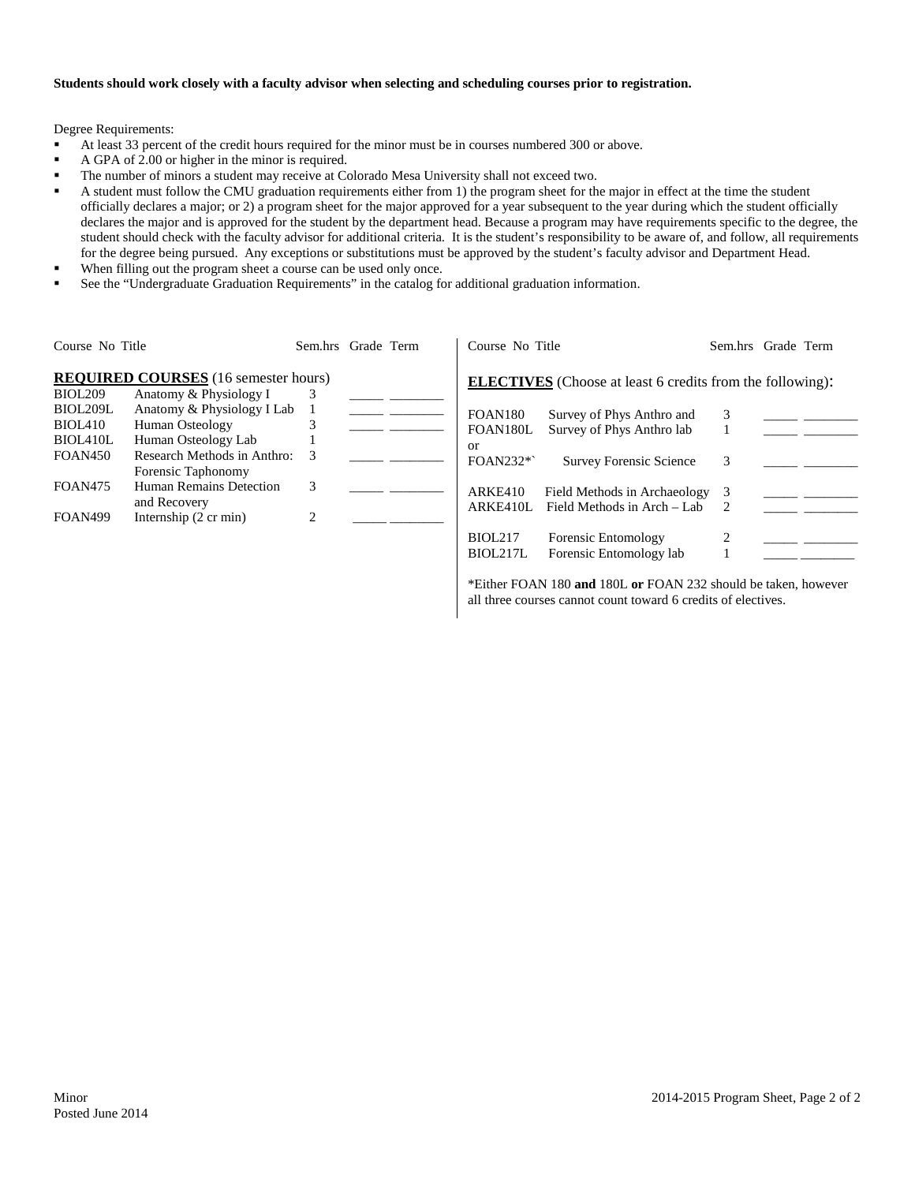**Students should work closely with a faculty advisor when selecting and scheduling courses prior to registration.**

Degree Requirements:

- At least 33 percent of the credit hours required for the minor must be in courses numbered 300 or above.
- A GPA of 2.00 or higher in the minor is required.
- The number of minors a student may receive at Colorado Mesa University shall not exceed two.
- A student must follow the CMU graduation requirements either from 1) the program sheet for the major in effect at the time the student officially declares a major; or 2) a program sheet for the major approved for a year subsequent to the year during which the student officially declares the major and is approved for the student by the department head. Because a program may have requirements specific to the degree, the student should check with the faculty advisor for additional criteria. It is the student's responsibility to be aware of, and follow, all requirements for the degree being pursued. Any exceptions or substitutions must be approved by the student's faculty advisor and Department Head.
- When filling out the program sheet a course can be used only once.
- See the "Undergraduate Graduation Requirements" in the catalog for additional graduation information.

**REQUIRED COURSES** (16 semester hours)

| Course No | Title | Sem.hrs | Grade | Term |
|---|---|---|---|---|
| BIOL209 | Anatomy & Physiology I | 3 | _____ | ________ |
| BIOL209L | Anatomy & Physiology I Lab | 1 | _____ | ________ |
| BIOL410 | Human Osteology | 3 | _____ | ________ |
| BIOL410L | Human Osteology Lab | 1 | | |
| FOAN450 | Research Methods in Anthro: Forensic Taphonomy | 3 | _____ | ________ |
| FOAN475 | Human Remains Detection and Recovery | 3 | _____ | ________ |
| FOAN499 | Internship (2 cr min) | 2 | _____ | ________ |

**ELECTIVES** (Choose at least 6 credits from the following):

| Course No | Title | Sem.hrs | Grade | Term |
|---|---|---|---|---|
| FOAN180 | Survey of Phys Anthro and | 3 | _____ | ________ |
| FOAN180L | Survey of Phys Anthro lab | 1 | _____ | ________ |
| or | | | | |
| FOAN232*` | Survey Forensic Science | 3 | _____ | ________ |
| ARKE410 | Field Methods in Archaeology | 3 | _____ | ________ |
| ARKE410L | Field Methods in Arch – Lab | 2 | _____ | ________ |
| BIOL217 | Forensic Entomology | 2 | _____ | ________ |
| BIOL217L | Forensic Entomology lab | 1 | _____ | ________ |

*Either FOAN 180 **and** 180L **or** FOAN 232 should be taken, however all three courses cannot count toward 6 credits of electives.

Minor
Posted June 2014